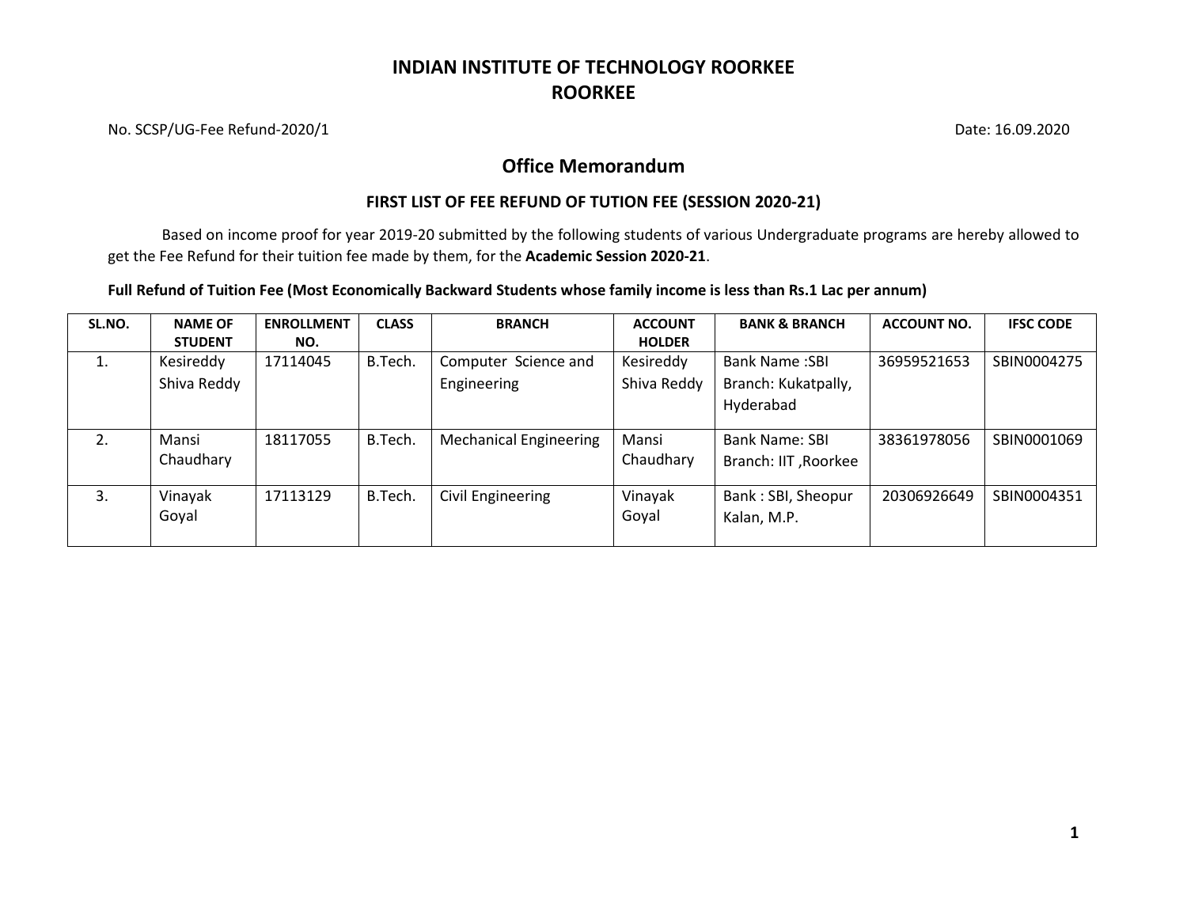# INDIAN INSTITUTE OF TECHNOLOGY ROORKEE
# ROORKEE

No. SCSP/UG-Fee Refund-2020/1 Date: 16.09.2020

## Office Memorandum

### FIRST LIST OF FEE REFUND OF TUTION FEE (SESSION 2020-21)

Based on income proof for year 2019-20 submitted by the following students of various Undergraduate programs are hereby allowed to get the Fee Refund for their tuition fee made by them, for the **Academic Session 2020-21**.

**Full Refund of Tuition Fee (Most Economically Backward Students whose family income is less than Rs.1 Lac per annum)**

| SL.NO. | NAME OF STUDENT | ENROLLMENT NO. | CLASS | BRANCH | ACCOUNT HOLDER | BANK & BRANCH | ACCOUNT NO. | IFSC CODE |
|---|---|---|---|---|---|---|---|---|
| 1. | Kesireddy Shiva Reddy | 17114045 | B.Tech. | Computer Science and Engineering | Kesireddy Shiva Reddy | Bank Name :SBI Branch: Kukatpally, Hyderabad | 36959521653 | SBIN0004275 |
| 2. | Mansi Chaudhary | 18117055 | B.Tech. | Mechanical Engineering | Mansi Chaudhary | Bank Name: SBI Branch: IIT ,Roorkee | 38361978056 | SBIN0001069 |
| 3. | Vinayak Goyal | 17113129 | B.Tech. | Civil Engineering | Vinayak Goyal | Bank : SBI, Sheopur Kalan, M.P. | 20306926649 | SBIN0004351 |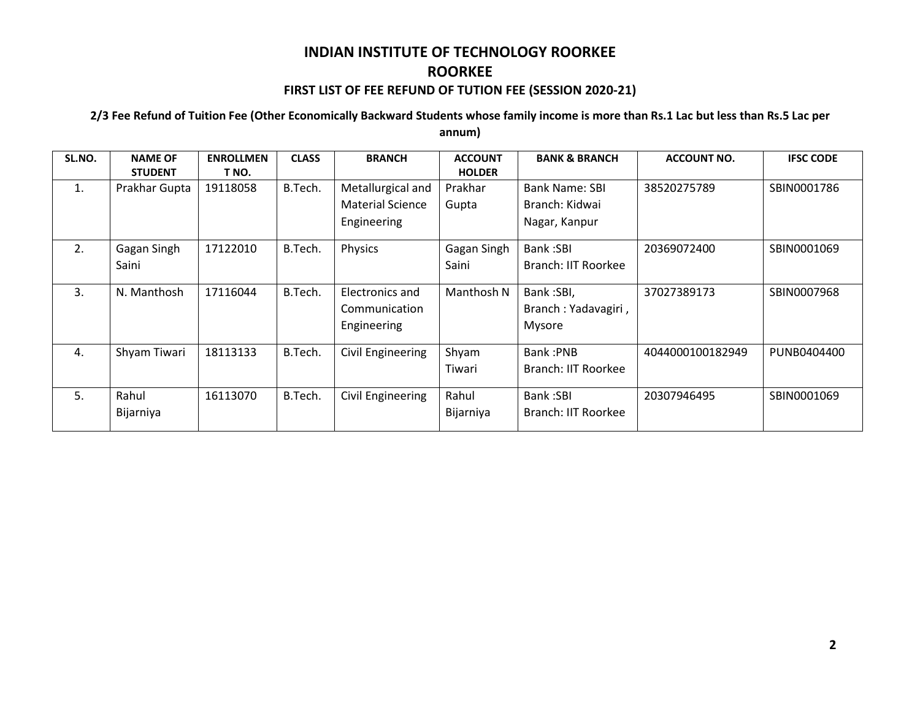# INDIAN INSTITUTE OF TECHNOLOGY ROORKEE

## ROORKEE

### FIRST LIST OF FEE REFUND OF TUTION FEE (SESSION 2020-21)

**2/3 Fee Refund of Tuition Fee (Other Economically Backward Students whose family income is more than Rs.1 Lac but less than Rs.5 Lac per annum)**

| SL.NO. | NAME OF STUDENT | ENROLLMENT NO. | CLASS | BRANCH | ACCOUNT HOLDER | BANK & BRANCH | ACCOUNT NO. | IFSC CODE |
|---|---|---|---|---|---|---|---|---|
| 1. | Prakhar Gupta | 19118058 | B.Tech. | Metallurgical and Material Science Engineering | Prakhar Gupta | Bank Name: SBI Branch: Kidwai Nagar, Kanpur | 38520275789 | SBIN0001786 |
| 2. | Gagan Singh Saini | 17122010 | B.Tech. | Physics | Gagan Singh Saini | Bank :SBI Branch: IIT Roorkee | 20369072400 | SBIN0001069 |
| 3. | N. Manthosh | 17116044 | B.Tech. | Electronics and Communication Engineering | Manthosh N | Bank :SBI, Branch : Yadavagiri , Mysore | 37027389173 | SBIN0007968 |
| 4. | Shyam Tiwari | 18113133 | B.Tech. | Civil Engineering | Shyam Tiwari | Bank :PNB Branch: IIT Roorkee | 4044000100182949 | PUNB0404400 |
| 5. | Rahul Bijarniya | 16113070 | B.Tech. | Civil Engineering | Rahul Bijarniya | Bank :SBI Branch: IIT Roorkee | 20307946495 | SBIN0001069 |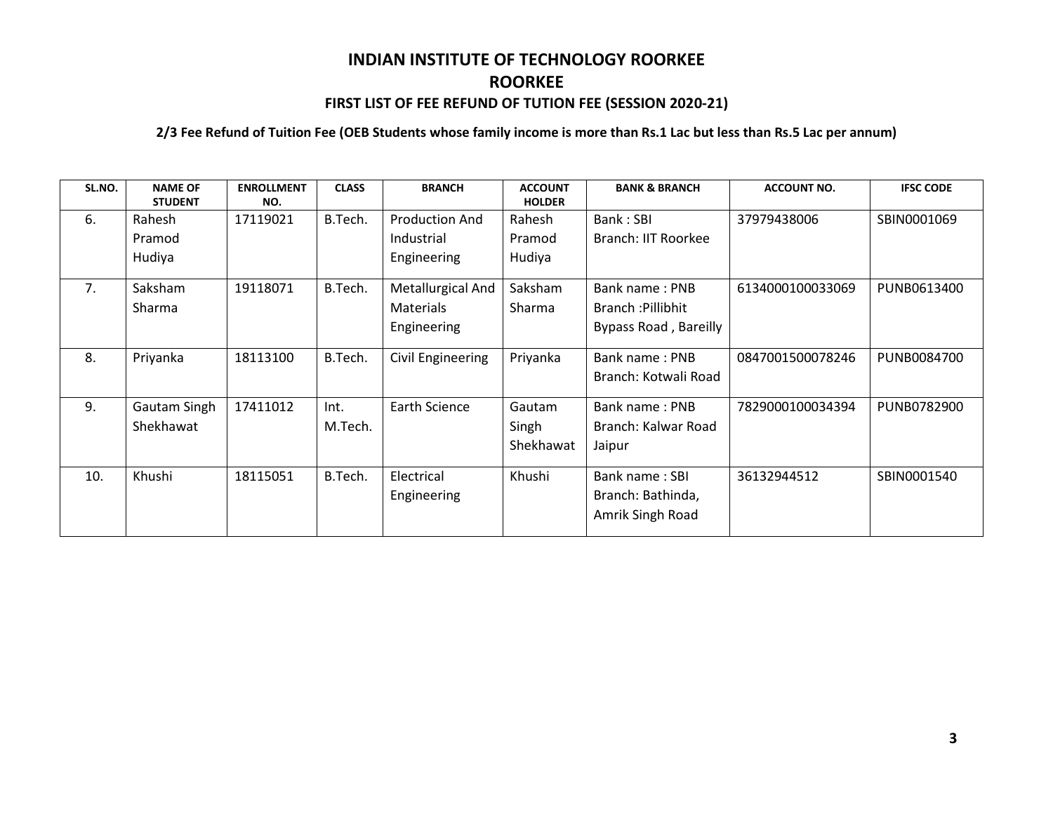# INDIAN INSTITUTE OF TECHNOLOGY ROORKEE

## ROORKEE

### FIRST LIST OF FEE REFUND OF TUTION FEE (SESSION 2020-21)

**2/3 Fee Refund of Tuition Fee (OEB Students whose family income is more than Rs.1 Lac but less than Rs.5 Lac per annum)**

| SL.NO. | NAME OF STUDENT | ENROLLMENT NO. | CLASS | BRANCH | ACCOUNT HOLDER | BANK & BRANCH | ACCOUNT NO. | IFSC CODE |
|---|---|---|---|---|---|---|---|---|
| 6. | Rahesh Pramod Hudiya | 17119021 | B.Tech. | Production And Industrial Engineering | Rahesh Pramod Hudiya | Bank : SBI Branch: IIT Roorkee | 37979438006 | SBIN0001069 |
| 7. | Saksham Sharma | 19118071 | B.Tech. | Metallurgical And Materials Engineering | Saksham Sharma | Bank name : PNB Branch :Pillibhit Bypass Road , Bareilly | 6134000100033069 | PUNB0613400 |
| 8. | Priyanka | 18113100 | B.Tech. | Civil Engineering | Priyanka | Bank name : PNB Branch: Kotwali Road | 0847001500078246 | PUNB0084700 |
| 9. | Gautam Singh Shekhawat | 17411012 | Int. M.Tech. | Earth Science | Gautam Singh Shekhawat | Bank name : PNB Branch: Kalwar Road Jaipur | 7829000100034394 | PUNB0782900 |
| 10. | Khushi | 18115051 | B.Tech. | Electrical Engineering | Khushi | Bank name : SBI Branch: Bathinda, Amrik Singh Road | 36132944512 | SBIN0001540 |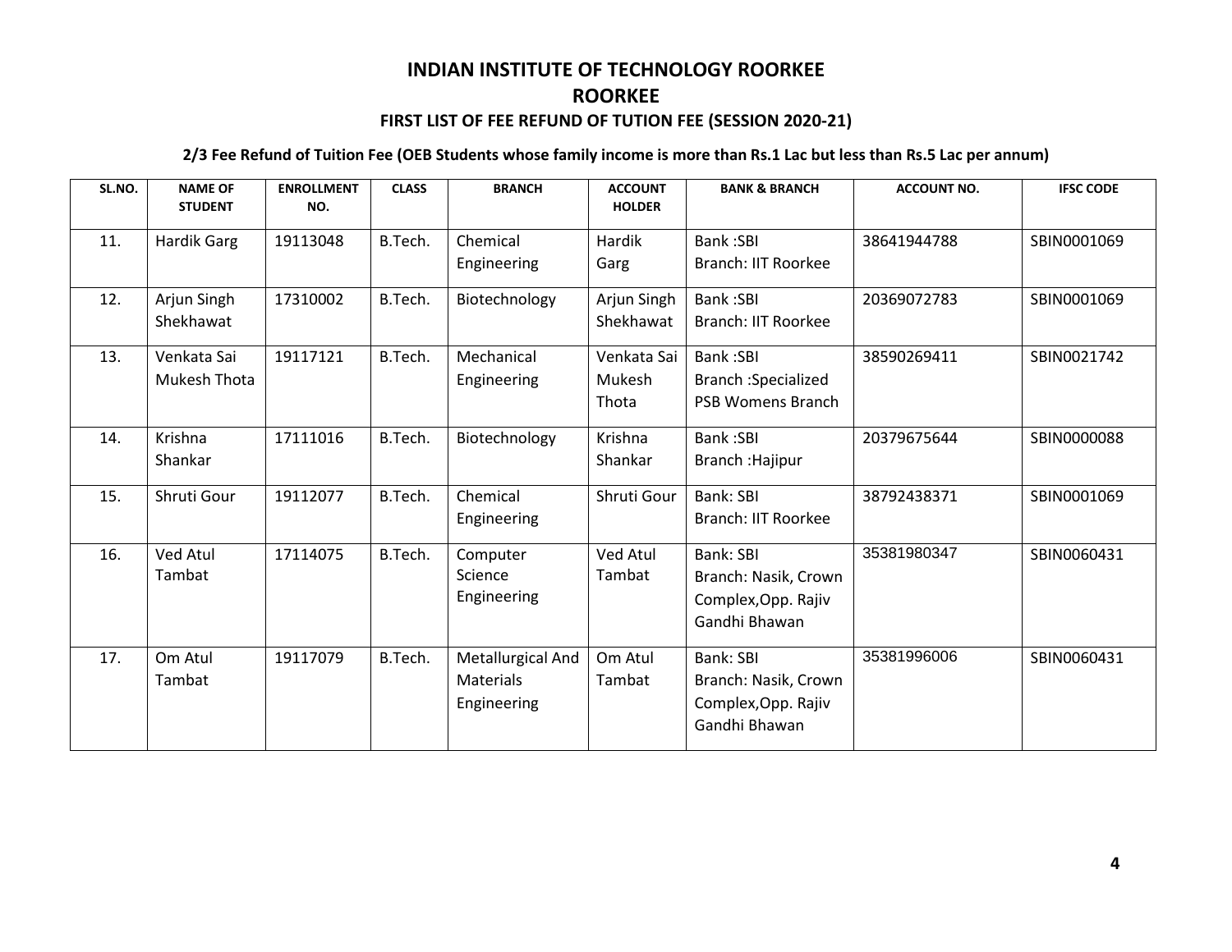# INDIAN INSTITUTE OF TECHNOLOGY ROORKEE

## ROORKEE

### FIRST LIST OF FEE REFUND OF TUTION FEE (SESSION 2020-21)

**2/3 Fee Refund of Tuition Fee (OEB Students whose family income is more than Rs.1 Lac but less than Rs.5 Lac per annum)**

| SL.NO. | NAME OF STUDENT | ENROLLMENT NO. | CLASS | BRANCH | ACCOUNT HOLDER | BANK & BRANCH | ACCOUNT NO. | IFSC CODE |
|---|---|---|---|---|---|---|---|---|
| 11. | Hardik Garg | 19113048 | B.Tech. | Chemical Engineering | Hardik Garg | Bank :SBI Branch: IIT Roorkee | 38641944788 | SBIN0001069 |
| 12. | Arjun Singh Shekhawat | 17310002 | B.Tech. | Biotechnology | Arjun Singh Shekhawat | Bank :SBI Branch: IIT Roorkee | 20369072783 | SBIN0001069 |
| 13. | Venkata Sai Mukesh Thota | 19117121 | B.Tech. | Mechanical Engineering | Venkata Sai Mukesh Thota | Bank :SBI Branch :Specialized PSB Womens Branch | 38590269411 | SBIN0021742 |
| 14. | Krishna Shankar | 17111016 | B.Tech. | Biotechnology | Krishna Shankar | Bank :SBI Branch :Hajipur | 20379675644 | SBIN0000088 |
| 15. | Shruti Gour | 19112077 | B.Tech. | Chemical Engineering | Shruti Gour | Bank: SBI Branch: IIT Roorkee | 38792438371 | SBIN0001069 |
| 16. | Ved Atul Tambat | 17114075 | B.Tech. | Computer Science Engineering | Ved Atul Tambat | Bank: SBI Branch: Nasik, Crown Complex,Opp. Rajiv Gandhi Bhawan | 35381980347 | SBIN0060431 |
| 17. | Om Atul Tambat | 19117079 | B.Tech. | Metallurgical And Materials Engineering | Om Atul Tambat | Bank: SBI Branch: Nasik, Crown Complex,Opp. Rajiv Gandhi Bhawan | 35381996006 | SBIN0060431 |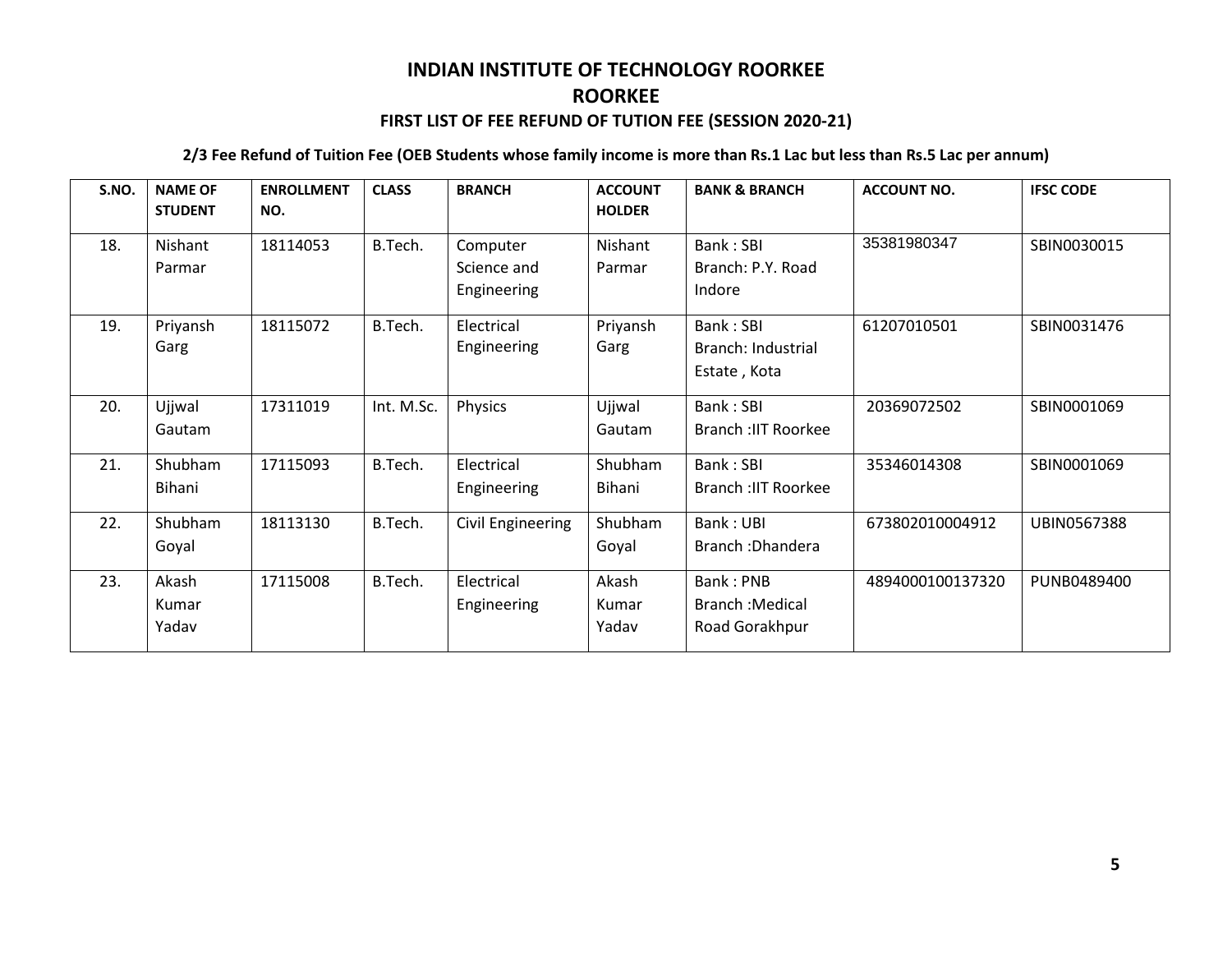# INDIAN INSTITUTE OF TECHNOLOGY ROORKEE

## ROORKEE

### FIRST LIST OF FEE REFUND OF TUTION FEE (SESSION 2020-21)

**2/3 Fee Refund of Tuition Fee (OEB Students whose family income is more than Rs.1 Lac but less than Rs.5 Lac per annum)**

| S.NO. | NAME OF STUDENT | ENROLLMENT NO. | CLASS | BRANCH | ACCOUNT HOLDER | BANK & BRANCH | ACCOUNT NO. | IFSC CODE |
|---|---|---|---|---|---|---|---|---|
| 18. | Nishant Parmar | 18114053 | B.Tech. | Computer Science and Engineering | Nishant Parmar | Bank : SBI Branch: P.Y. Road Indore | 35381980347 | SBIN0030015 |
| 19. | Priyansh Garg | 18115072 | B.Tech. | Electrical Engineering | Priyansh Garg | Bank : SBI Branch: Industrial Estate , Kota | 61207010501 | SBIN0031476 |
| 20. | Ujjwal Gautam | 17311019 | Int. M.Sc. | Physics | Ujjwal Gautam | Bank : SBI Branch :IIT Roorkee | 20369072502 | SBIN0001069 |
| 21. | Shubham Bihani | 17115093 | B.Tech. | Electrical Engineering | Shubham Bihani | Bank : SBI Branch :IIT Roorkee | 35346014308 | SBIN0001069 |
| 22. | Shubham Goyal | 18113130 | B.Tech. | Civil Engineering | Shubham Goyal | Bank : UBI Branch :Dhandera | 673802010004912 | UBIN0567388 |
| 23. | Akash Kumar Yadav | 17115008 | B.Tech. | Electrical Engineering | Akash Kumar Yadav | Bank : PNB Branch :Medical Road Gorakhpur | 4894000100137320 | PUNB0489400 |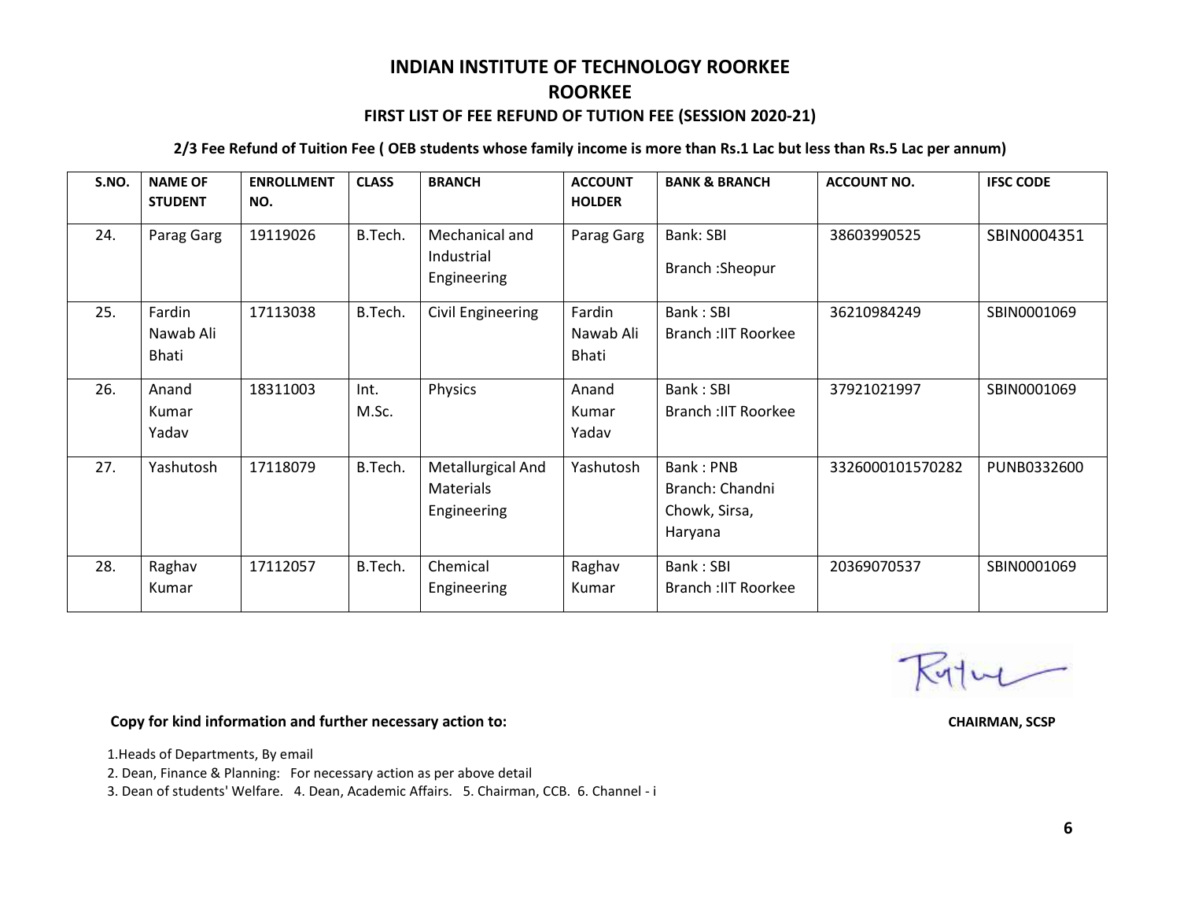# INDIAN INSTITUTE OF TECHNOLOGY ROORKEE

## ROORKEE

### FIRST LIST OF FEE REFUND OF TUTION FEE (SESSION 2020-21)

**2/3 Fee Refund of Tuition Fee ( OEB students whose family income is more than Rs.1 Lac but less than Rs.5 Lac per annum)**

| S.NO. | NAME OF STUDENT | ENROLLMENT NO. | CLASS | BRANCH | ACCOUNT HOLDER | BANK & BRANCH | ACCOUNT NO. | IFSC CODE |
|---|---|---|---|---|---|---|---|---|
| 24. | Parag Garg | 19119026 | B.Tech. | Mechanical and Industrial Engineering | Parag Garg | Bank: SBI Branch :Sheopur | 38603990525 | SBIN0004351 |
| 25. | Fardin Nawab Ali Bhati | 17113038 | B.Tech. | Civil Engineering | Fardin Nawab Ali Bhati | Bank : SBI Branch :IIT Roorkee | 36210984249 | SBIN0001069 |
| 26. | Anand Kumar Yadav | 18311003 | Int. M.Sc. | Physics | Anand Kumar Yadav | Bank : SBI Branch :IIT Roorkee | 37921021997 | SBIN0001069 |
| 27. | Yashutosh | 17118079 | B.Tech. | Metallurgical And Materials Engineering | Yashutosh | Bank : PNB Branch: Chandni Chowk, Sirsa, Haryana | 3326000101570282 | PUNB0332600 |
| 28. | Raghav Kumar | 17112057 | B.Tech. | Chemical Engineering | Raghav Kumar | Bank : SBI Branch :IIT Roorkee | 20369070537 | SBIN0001069 |

**CHAIRMAN, SCSP**

**Copy for kind information and further necessary action to:**

1.Heads of Departments, By email

2. Dean, Finance & Planning: For necessary action as per above detail

3. Dean of students' Welfare. 4. Dean, Academic Affairs. 5. Chairman, CCB. 6. Channel - i